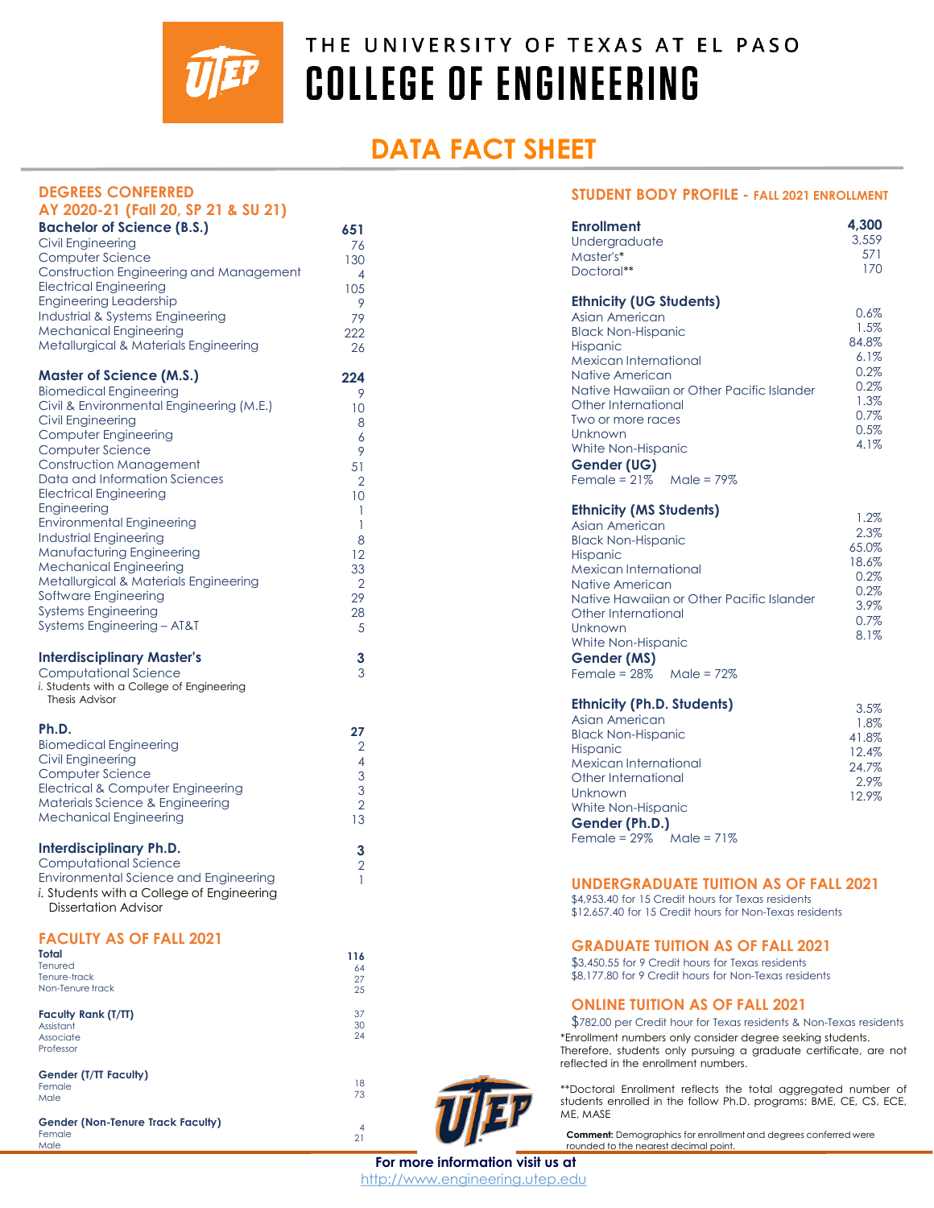# THE UNIVERSITY OF TEXAS AT EL PASO
# COLLEGE OF ENGINEERING

## DATA FACT SHEET

### DEGREES CONFERRED
### AY 2020-21 (Fall 20, SP 21 & SU 21)

| **Bachelor of Science (B.S.)** | **651** |
|---|---|
| Civil Engineering | 76 |
| Computer Science | 130 |
| Construction Engineering and Management | 4 |
| Electrical Engineering | 105 |
| Engineering Leadership | 9 |
| Industrial & Systems Engineering | 79 |
| Mechanical Engineering | 222 |
| Metallurgical & Materials Engineering | 26 |

| **Master of Science (M.S.)** | **224** |
|---|---|
| Biomedical Engineering | 9 |
| Civil & Environmental Engineering (M.E.) | 10 |
| Civil Engineering | 8 |
| Computer Engineering | 6 |
| Computer Science | 9 |
| Construction Management | 51 |
| Data and Information Sciences | 2 |
| Electrical Engineering | 10 |
| Engineering | 1 |
| Environmental Engineering | 1 |
| Industrial Engineering | 8 |
| Manufacturing Engineering | 12 |
| Mechanical Engineering | 33 |
| Metallurgical & Materials Engineering | 2 |
| Software Engineering | 29 |
| Systems Engineering | 28 |
| Systems Engineering – AT&T | 5 |

| **Interdisciplinary Master's** | **3** |
|---|---|
| Computational Science | 3 |

*i.* Students with a College of Engineering Thesis Advisor

| **Ph.D.** | **27** |
|---|---|
| Biomedical Engineering | 2 |
| Civil Engineering | 4 |
| Computer Science | 3 |
| Electrical & Computer Engineering | 3 |
| Materials Science & Engineering | 2 |
| Mechanical Engineering | 13 |

| **Interdisciplinary Ph.D.** | **3** |
|---|---|
| Computational Science | 2 |
| Environmental Science and Engineering | 1 |

*i.* Students with a College of Engineering Dissertation Advisor

### FACULTY AS OF FALL 2021

| **Total** | **116** |
|---|---|
| Tenured | 64 |
| Tenure-track | 27 |
| Non-Tenure track | 25 |

| **Faculty Rank (T/TT)** | |
|---|---|
| Assistant | 37 |
| Associate | 30 |
| Professor | 24 |

| **Gender (T/TT Faculty)** | |
|---|---|
| Female | 18 |
| Male | 73 |

| **Gender (Non-Tenure Track Faculty)** | |
|---|---|
| Female | 4 |
| Male | 21 |

### STUDENT BODY PROFILE - FALL 2021 ENROLLMENT

| **Enrollment** | **4,300** |
|---|---|
| Undergraduate | 3,559 |
| Master's* | 571 |
| Doctoral** | 170 |

| **Ethnicity (UG Students)** | |
|---|---|
| Asian American | 0.6% |
| Black Non-Hispanic | 1.5% |
| Hispanic | 84.8% |
| Mexican International | 6.1% |
| Native American | 0.2% |
| Native Hawaiian or Other Pacific Islander | 0.2% |
| Other International | 1.3% |
| Two or more races | 0.7% |
| Unknown | 0.5% |
| White Non-Hispanic | 4.1% |

**Gender (UG)**
Female = 21% Male = 79%

| **Ethnicity (MS Students)** | |
|---|---|
| Asian American | 1.2% |
| Black Non-Hispanic | 2.3% |
| Hispanic | 65.0% |
| Mexican International | 18.6% |
| Native American | 0.2% |
| Native Hawaiian or Other Pacific Islander | 0.2% |
| Other International | 3.9% |
| Unknown | 0.7% |
| White Non-Hispanic | 8.1% |

**Gender (MS)**
Female = 28% Male = 72%

| **Ethnicity (Ph.D. Students)** | |
|---|---|
| Asian American | 3.5% |
| Black Non-Hispanic | 1.8% |
| Hispanic | 41.8% |
| Mexican International | 12.4% |
| Other International | 24.7% |
| Unknown | 2.9% |
| White Non-Hispanic | 12.9% |

**Gender (Ph.D.)**
Female = 29% Male = 71%

### UNDERGRADUATE TUITION AS OF FALL 2021

$4,953.40 for 15 Credit hours for Texas residents
$12,657.40 for 15 Credit hours for Non-Texas residents

### GRADUATE TUITION AS OF FALL 2021

$3,450.55 for 9 Credit hours for Texas residents
$8,177.80 for 9 Credit hours for Non-Texas residents

### ONLINE TUITION AS OF FALL 2021

$782.00 per Credit hour for Texas residents & Non-Texas residents

*Enrollment numbers only consider degree seeking students. Therefore, students only pursuing a graduate certificate, are not reflected in the enrollment numbers.

**Doctoral Enrollment reflects the total aggregated number of students enrolled in the follow Ph.D. programs: BME, CE, CS, ECE, ME, MASE

**Comment:** Demographics for enrollment and degrees conferred were rounded to the nearest decimal point.

**For more information visit us at**
http://www.engineering.utep.edu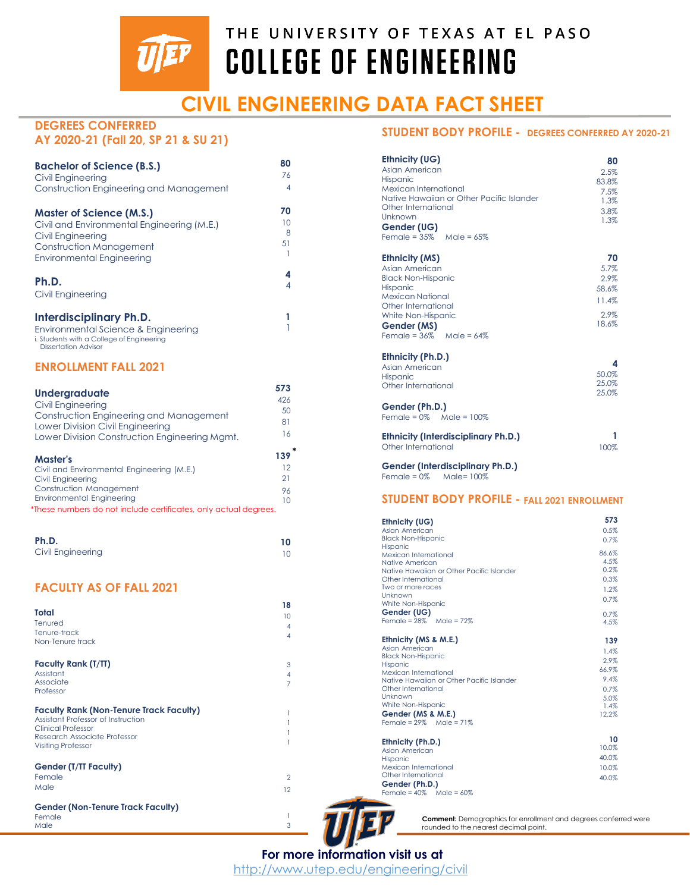# THE UNIVERSITY OF TEXAS AT EL PASO COLLEGE OF ENGINEERING

## CIVIL ENGINEERING DATA FACT SHEET

## DEGREES CONFERRED AY 2020-21 (Fall 20, SP 21 & SU 21)

| Degree | Count |
|---|---|
| **Bachelor of Science (B.S.)** | **80** |
| Civil Engineering | 76 |
| Construction Engineering and Management | 4 |
| **Master of Science (M.S.)** | **70** |
| Civil and Environmental Engineering (M.E.) | 10 |
| Civil Engineering | 8 |
| Construction Management | 51 |
| Environmental Engineering | 1 |
| **Ph.D.** | **4** |
| Civil Engineering | 4 |
| **Interdisciplinary Ph.D.** | **1** |
| Environmental Science & Engineering | 1 |

i. Students with a College of Engineering Dissertation Advisor

## ENROLLMENT FALL 2021

| Program | Count |
|---|---|
| **Undergraduate** | **573** |
| Civil Engineering | 426 |
| Construction Engineering and Management | 50 |
| Lower Division Civil Engineering | 81 |
| Lower Division Construction Engineering Mgmt. | 16 |
| **Master's** | **139*** |
| Civil and Environmental Engineering (M.E.) | 12 |
| Civil Engineering | 21 |
| Construction Management | 96 |
| Environmental Engineering | 10 |
| **Ph.D.** | **10** |
| Civil Engineering | 10 |

*These numbers do not include certificates, only actual degrees.

## FACULTY AS OF FALL 2021

| Category | Count |
|---|---|
| **Total** | **18** |
| Tenured | 10 |
| Tenure-track | 4 |
| Non-Tenure track | 4 |
| **Faculty Rank (T/TT)** | |
| Assistant | 3 |
| Associate | 4 |
| Professor | 7 |
| **Faculty Rank (Non-Tenure Track Faculty)** | |
| Assistant Professor of Instruction | 1 |
| Clinical Professor | 1 |
| Research Associate Professor | 1 |
| Visiting Professor | 1 |
| **Gender (T/TT Faculty)** | |
| Female | 2 |
| Male | 12 |
| **Gender (Non-Tenure Track Faculty)** | |
| Female | 1 |
| Male | 3 |

## STUDENT BODY PROFILE - DEGREES CONFERRED AY 2020-21

| Ethnicity (UG) | **80** |
|---|---|
| Asian American | 2.5% |
| Hispanic | 83.8% |
| Mexican International | 7.5% |
| Native Hawaiian or Other Pacific Islander | 1.3% |
| Other International | 3.8% |
| Unknown | 1.3% |

**Gender (UG)**
Female = 35% Male = 65%

| Ethnicity (MS) | **70** |
|---|---|
| Asian American | 5.7% |
| Black Non-Hispanic | 2.9% |
| Hispanic | 58.6% |
| Mexican National | 11.4% |
| Other International | 2.9% |
| White Non-Hispanic | 18.6% |

**Gender (MS)**
Female = 36% Male = 64%

| Ethnicity (Ph.D.) | **4** |
|---|---|
| Asian American | 50.0% |
| Hispanic | 25.0% |
| Other International | 25.0% |

**Gender (Ph.D.)**
Female = 0% Male = 100%

| Ethnicity (Interdisciplinary Ph.D.) | **1** |
|---|---|
| Other International | 100% |

**Gender (Interdisciplinary Ph.D.)**
Female = 0% Male= 100%

## STUDENT BODY PROFILE - FALL 2021 ENROLLMENT

| Ethnicity (UG) | **573** |
|---|---|
| Asian American | 0.5% |
| Black Non-Hispanic | 0.7% |
| Hispanic | 86.6% |
| Mexican International | 4.5% |
| Native American | 0.2% |
| Native Hawaiian or Other Pacific Islander | 0.3% |
| Other International | 1.2% |
| Two or more races | 0.7% |
| Unknown | 0.7% |
| White Non-Hispanic | 4.5% |

**Gender (UG)**
Female = 28% Male = 72%

| Ethnicity (MS & M.E.) | **139** |
|---|---|
| Asian American | 1.4% |
| Black Non-Hispanic | 2.9% |
| Hispanic | 66.9% |
| Mexican International | 9.4% |
| Native Hawaiian or Other Pacific Islander | 0.7% |
| Other International | 5.0% |
| Unknown | 1.4% |
| White Non-Hispanic | 12.2% |

**Gender (MS & M.E.)**
Female = 29% Male = 71%

| Ethnicity (Ph.D.) | **10** |
|---|---|
| Asian American | 10.0% |
| Hispanic | 40.0% |
| Mexican International | 10.0% |
| Other International | 40.0% |

**Gender (Ph.D.)**
Female = 40% Male = 60%

**Comment:** Demographics for enrollment and degrees conferred were rounded to the nearest decimal point.

**For more information visit us at**
http://www.utep.edu/engineering/civil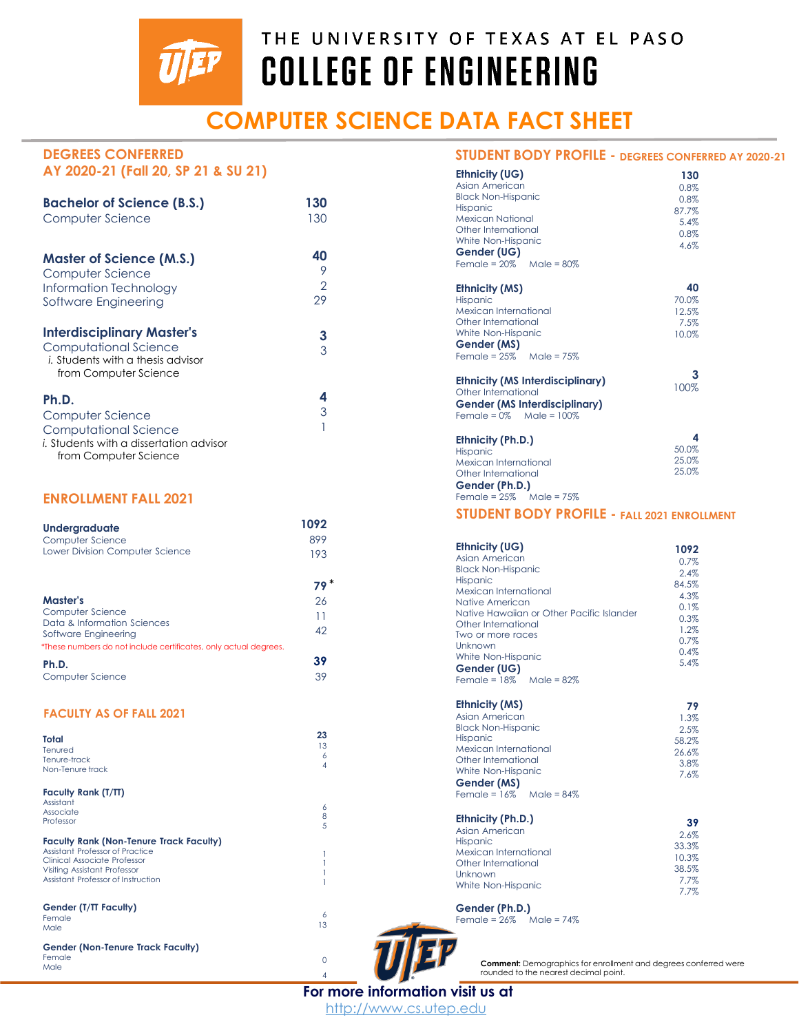# THE UNIVERSITY OF TEXAS AT EL PASO
# COLLEGE OF ENGINEERING

## COMPUTER SCIENCE DATA FACT SHEET

### DEGREES CONFERRED AY 2020-21 (Fall 20, SP 21 & SU 21)

| | |
|---|---|
| **Bachelor of Science (B.S.)** | **130** |
| Computer Science | 130 |
| **Master of Science (M.S.)** | **40** |
| Computer Science | 9 |
| Information Technology | 2 |
| Software Engineering | 29 |
| **Interdisciplinary Master's** | **3** |
| Computational Science | 3 |
| *i.* Students with a thesis advisor from Computer Science | |
| **Ph.D.** | **4** |
| Computer Science | 3 |
| Computational Science | 1 |
| *i.* Students with a dissertation advisor from Computer Science | |

### ENROLLMENT FALL 2021

| | |
|---|---|
| **Undergraduate** | **1092** |
| Computer Science | 899 |
| Lower Division Computer Science | 193 |
| **Master's** | **79*** |
| Computer Science | 26 |
| Data & Information Sciences | 11 |
| Software Engineering | 42 |
| **Ph.D.** | **39** |
| Computer Science | 39 |

*These numbers do not include certificates, only actual degrees.

### FACULTY AS OF FALL 2021

| | |
|---|---|
| **Total** | **23** |
| Tenured | 13 |
| Tenure-track | 6 |
| Non-Tenure track | 4 |
| **Faculty Rank (T/TT)** | |
| Assistant | 6 |
| Associate | 8 |
| Professor | 5 |
| **Faculty Rank (Non-Tenure Track Faculty)** | |
| Assistant Professor of Practice | 1 |
| Clinical Associate Professor | 1 |
| Visiting Assistant Professor | 1 |
| Assistant Professor of Instruction | 1 |
| **Gender (T/TT Faculty)** | |
| Female | 6 |
| Male | 13 |
| **Gender (Non-Tenure Track Faculty)** | |
| Female | 0 |
| Male | 4 |

### STUDENT BODY PROFILE - DEGREES CONFERRED AY 2020-21

| | |
|---|---|
| **Ethnicity (UG)** | **130** |
| Asian American | 0.8% |
| Black Non-Hispanic | 0.8% |
| Hispanic | 87.7% |
| Mexican National | 5.4% |
| Other International | 0.8% |
| White Non-Hispanic | 4.6% |

**Gender (UG)**
Female = 20% Male = 80%

| | |
|---|---|
| **Ethnicity (MS)** | **40** |
| Hispanic | 70.0% |
| Mexican International | 12.5% |
| Other International | 7.5% |
| White Non-Hispanic | 10.0% |

**Gender (MS)**
Female = 25% Male = 75%

| | |
|---|---|
| **Ethnicity (MS Interdisciplinary)** | **3** |
| Other International | 100% |

**Gender (MS Interdisciplinary)**
Female = 0% Male = 100%

| | |
|---|---|
| **Ethnicity (Ph.D.)** | **4** |
| Hispanic | 50.0% |
| Mexican International | 25.0% |
| Other International | 25.0% |

**Gender (Ph.D.)**
Female = 25% Male = 75%

### STUDENT BODY PROFILE - FALL 2021 ENROLLMENT

| | |
|---|---|
| **Ethnicity (UG)** | **1092** |
| Asian American | 0.7% |
| Black Non-Hispanic | 2.4% |
| Hispanic | 84.5% |
| Mexican International | 4.3% |
| Native American | 0.1% |
| Native Hawaiian or Other Pacific Islander | 0.3% |
| Other International | 1.2% |
| Two or more races | 0.7% |
| Unknown | 0.4% |
| White Non-Hispanic | 5.4% |

**Gender (UG)**
Female = 18% Male = 82%

| | |
|---|---|
| **Ethnicity (MS)** | **79** |
| Asian American | 1.3% |
| Black Non-Hispanic | 2.5% |
| Hispanic | 58.2% |
| Mexican International | 26.6% |
| Other International | 3.8% |
| White Non-Hispanic | 7.6% |

**Gender (MS)**
Female = 16% Male = 84%

| | |
|---|---|
| **Ethnicity (Ph.D.)** | **39** |
| Asian American | 2.6% |
| Hispanic | 33.3% |
| Mexican International | 10.3% |
| Other International | 38.5% |
| Unknown | 7.7% |
| White Non-Hispanic | 7.7% |

**Gender (Ph.D.)**
Female = 26% Male = 74%

**Comment:** Demographics for enrollment and degrees conferred were rounded to the nearest decimal point.

**For more information visit us at**
http://www.cs.utep.edu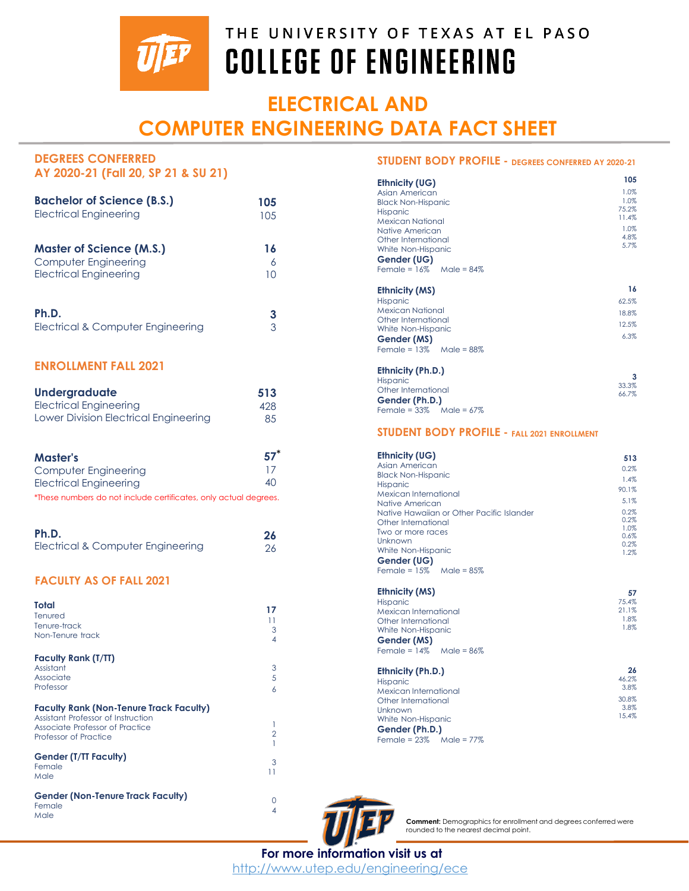# THE UNIVERSITY OF TEXAS AT EL PASO
# COLLEGE OF ENGINEERING

## ELECTRICAL AND COMPUTER ENGINEERING DATA FACT SHEET

### DEGREES CONFERRED AY 2020-21 (Fall 20, SP 21 & SU 21)

| | |
|---|---|
| **Bachelor of Science (B.S.)** | **105** |
| Electrical Engineering | 105 |
| **Master of Science (M.S.)** | **16** |
| Computer Engineering | 6 |
| Electrical Engineering | 10 |
| **Ph.D.** | **3** |
| Electrical & Computer Engineering | 3 |

### ENROLLMENT FALL 2021

| | |
|---|---|
| **Undergraduate** | **513** |
| Electrical Engineering | 428 |
| Lower Division Electrical Engineering | 85 |
| **Master's** | **57*** |
| Computer Engineering | 17 |
| Electrical Engineering | 40 |

*These numbers do not include certificates, only actual degrees.

| | |
|---|---|
| **Ph.D.** | **26** |
| Electrical & Computer Engineering | 26 |

### FACULTY AS OF FALL 2021

| | |
|---|---|
| **Total** | **17** |
| Tenured | 11 |
| Tenure-track | 3 |
| Non-Tenure track | 4 |
| **Faculty Rank (T/TT)** | |
| Assistant | 3 |
| Associate | 5 |
| Professor | 6 |
| **Faculty Rank (Non-Tenure Track Faculty)** | |
| Assistant Professor of Instruction | 1 |
| Associate Professor of Practice | 2 |
| Professor of Practice | 1 |
| **Gender (T/TT Faculty)** | |
| Female | 3 |
| Male | 11 |
| **Gender (Non-Tenure Track Faculty)** | |
| Female | 0 |
| Male | 4 |

### STUDENT BODY PROFILE - DEGREES CONFERRED AY 2020-21

| **Ethnicity (UG)** | **105** |
|---|---|
| Asian American | 1.0% |
| Black Non-Hispanic | 1.0% |
| Hispanic | 75.2% |
| Mexican National | 11.4% |
| Native American | 1.0% |
| Other International | 4.8% |
| White Non-Hispanic | 5.7% |

**Gender (UG)**
Female = 16%   Male = 84%

| **Ethnicity (MS)** | **16** |
|---|---|
| Hispanic | 62.5% |
| Mexican National | 18.8% |
| Other International | 12.5% |
| White Non-Hispanic | 6.3% |

**Gender (MS)**
Female = 13%   Male = 88%

| **Ethnicity (Ph.D.)** | **3** |
|---|---|
| Hispanic | 33.3% |
| Other International | 66.7% |

**Gender (Ph.D.)**
Female = 33%   Male = 67%

### STUDENT BODY PROFILE - FALL 2021 ENROLLMENT

| **Ethnicity (UG)** | **513** |
|---|---|
| Asian American | 0.2% |
| Black Non-Hispanic | 1.4% |
| Hispanic | 90.1% |
| Mexican International | 5.1% |
| Native American | 0.2% |
| Native Hawaiian or Other Pacific Islander | 0.2% |
| Other International | 1.0% |
| Two or more races | 0.6% |
| Unknown | 0.2% |
| White Non-Hispanic | 1.2% |

**Gender (UG)**
Female = 15%   Male = 85%

| **Ethnicity (MS)** | **57** |
|---|---|
| Hispanic | 75.4% |
| Mexican International | 21.1% |
| Other International | 1.8% |
| White Non-Hispanic | 1.8% |

**Gender (MS)**
Female = 14%   Male = 86%

| **Ethnicity (Ph.D.)** | **26** |
|---|---|
| Hispanic | 46.2% |
| Mexican International | 3.8% |
| Other International | 30.8% |
| Unknown | 3.8% |
| White Non-Hispanic | 15.4% |

**Gender (Ph.D.)**
Female = 23%   Male = 77%

**Comment:** Demographics for enrollment and degrees conferred were rounded to the nearest decimal point.

**For more information visit us at**
http://www.utep.edu/engineering/ece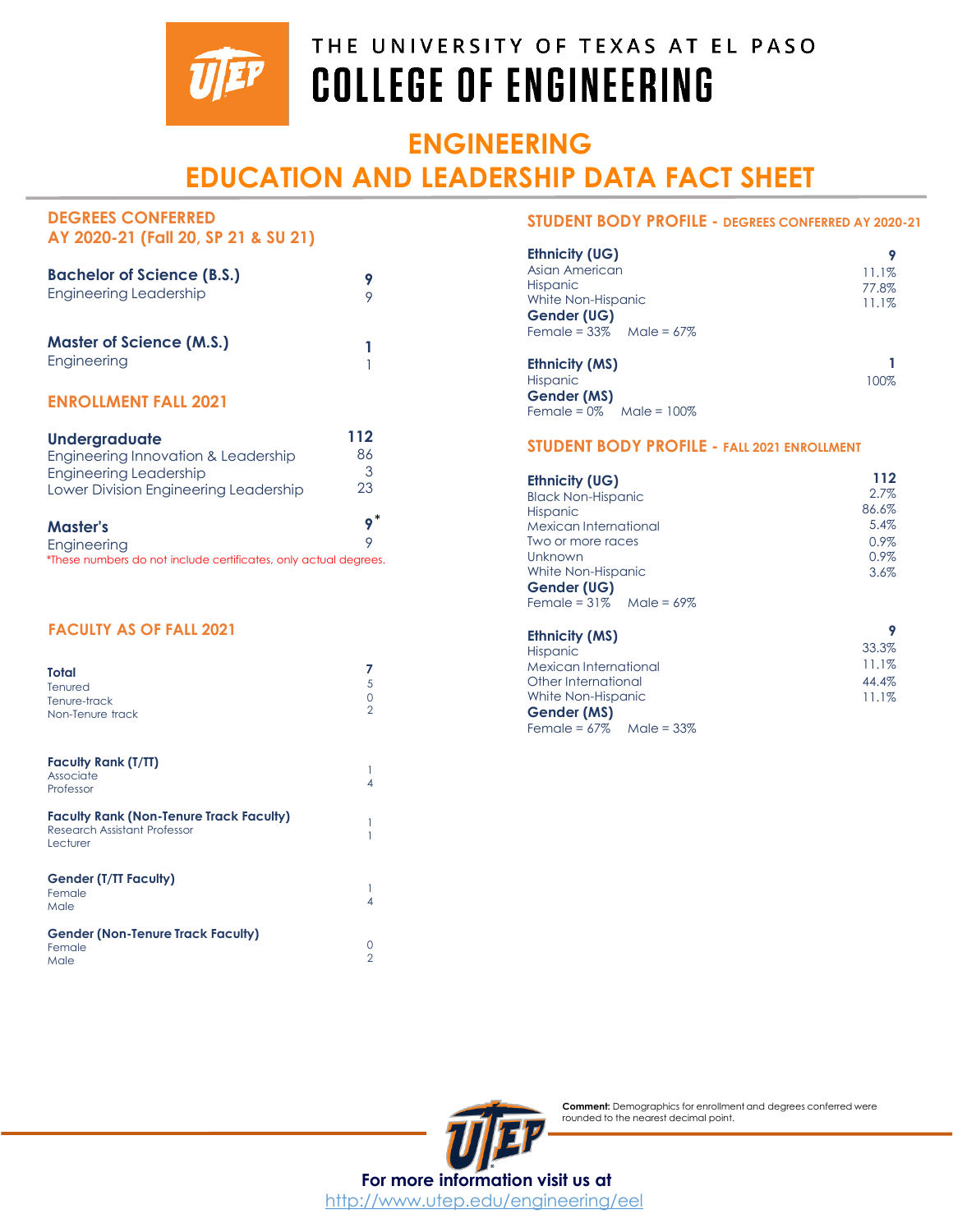# THE UNIVERSITY OF TEXAS AT EL PASO
# COLLEGE OF ENGINEERING

## ENGINEERING
## EDUCATION AND LEADERSHIP DATA FACT SHEET

### DEGREES CONFERRED
### AY 2020-21 (Fall 20, SP 21 & SU 21)

| | |
|---|---|
| **Bachelor of Science (B.S.)** | **9** |
| Engineering Leadership | 9 |
| **Master of Science (M.S.)** | **1** |
| Engineering | 1 |

### ENROLLMENT FALL 2021

| | |
|---|---|
| **Undergraduate** | **112** |
| Engineering Innovation & Leadership | 86 |
| Engineering Leadership | 3 |
| Lower Division Engineering Leadership | 23 |
| **Master's** | **9*** |
| Engineering | 9 |

*These numbers do not include certificates, only actual degrees.

### FACULTY AS OF FALL 2021

| | |
|---|---|
| **Total** | **7** |
| Tenured | 5 |
| Tenure-track | 0 |
| Non-Tenure track | 2 |

| | |
|---|---|
| **Faculty Rank (T/TT)** | |
| Associate | 1 |
| Professor | 4 |
| **Faculty Rank (Non-Tenure Track Faculty)** | |
| Research Assistant Professor | 1 |
| Lecturer | 1 |
| **Gender (T/TT Faculty)** | |
| Female | 1 |
| Male | 4 |
| **Gender (Non-Tenure Track Faculty)** | |
| Female | 0 |
| Male | 2 |

### STUDENT BODY PROFILE - DEGREES CONFERRED AY 2020-21

| | |
|---|---|
| **Ethnicity (UG)** | **9** |
| Asian American | 11.1% |
| Hispanic | 77.8% |
| White Non-Hispanic | 11.1% |

**Gender (UG)**
Female = 33%    Male = 67%

| | |
|---|---|
| **Ethnicity (MS)** | **1** |
| Hispanic | 100% |

**Gender (MS)**
Female = 0%    Male = 100%

### STUDENT BODY PROFILE - FALL 2021 ENROLLMENT

| | |
|---|---|
| **Ethnicity (UG)** | **112** |
| Black Non-Hispanic | 2.7% |
| Hispanic | 86.6% |
| Mexican International | 5.4% |
| Two or more races | 0.9% |
| Unknown | 0.9% |
| White Non-Hispanic | 3.6% |

**Gender (UG)**
Female = 31%    Male = 69%

| | |
|---|---|
| **Ethnicity (MS)** | **9** |
| Hispanic | 33.3% |
| Mexican International | 11.1% |
| Other International | 44.4% |
| White Non-Hispanic | 11.1% |

**Gender (MS)**
Female = 67%    Male = 33%

**Comment:** Demographics for enrollment and degrees conferred were rounded to the nearest decimal point.

**For more information visit us at**
http://www.utep.edu/engineering/eel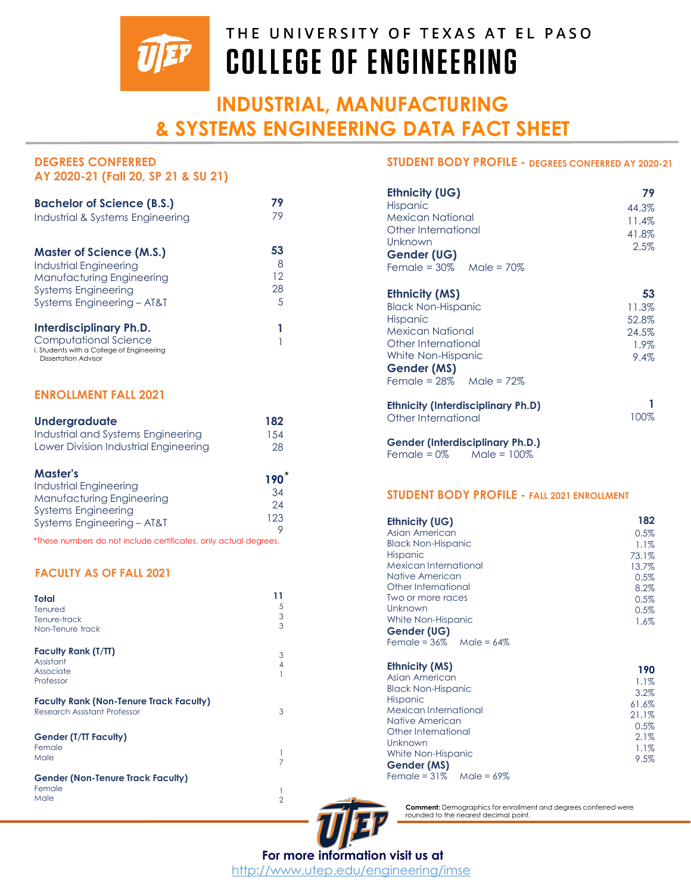THE UNIVERSITY OF TEXAS AT EL PASO

# COLLEGE OF ENGINEERING

# INDUSTRIAL, MANUFACTURING & SYSTEMS ENGINEERING DATA FACT SHEET

## DEGREES CONFERRED AY 2020-21 (Fall 20, SP 21 & SU 21)

| | |
|---|---|
| **Bachelor of Science (B.S.)** | **79** |
| Industrial & Systems Engineering | 79 |

| | |
|---|---|
| **Master of Science (M.S.)** | **53** |
| Industrial Engineering | 8 |
| Manufacturing Engineering | 12 |
| Systems Engineering | 28 |
| Systems Engineering – AT&T | 5 |

| | |
|---|---|
| **Interdisciplinary Ph.D.** | **1** |
| Computational Science | 1 |

i. Students with a College of Engineering Dissertation Advisor

## ENROLLMENT FALL 2021

| | |
|---|---|
| **Undergraduate** | **182** |
| Industrial and Systems Engineering | 154 |
| Lower Division Industrial Engineering | 28 |

| | |
|---|---|
| **Master's** | **190*** |
| Industrial Engineering | 34 |
| Manufacturing Engineering | 24 |
| Systems Engineering | 123 |
| Systems Engineering – AT&T | 9 |

*These numbers do not include certificates, only actual degrees.

## FACULTY AS OF FALL 2021

| | |
|---|---|
| **Total** | **11** |
| Tenured | 5 |
| Tenure-track | 3 |
| Non-Tenure track | 3 |

| | |
|---|---|
| **Faculty Rank (T/TT)** | |
| Assistant | 3 |
| Associate | 4 |
| Professor | 1 |

| | |
|---|---|
| **Faculty Rank (Non-Tenure Track Faculty)** | |
| Research Assistant Professor | 3 |

| | |
|---|---|
| **Gender (T/TT Faculty)** | |
| Female | 1 |
| Male | 7 |

| | |
|---|---|
| **Gender (Non-Tenure Track Faculty)** | |
| Female | 1 |
| Male | 2 |

## STUDENT BODY PROFILE - DEGREES CONFERRED AY 2020-21

| | |
|---|---|
| **Ethnicity (UG)** | **79** |
| Hispanic | 44.3% |
| Mexican National | 11.4% |
| Other International | 41.8% |
| Unknown | 2.5% |

**Gender (UG)**
Female = 30% Male = 70%

| | |
|---|---|
| **Ethnicity (MS)** | **53** |
| Black Non-Hispanic | 11.3% |
| Hispanic | 52.8% |
| Mexican National | 24.5% |
| Other International | 1.9% |
| White Non-Hispanic | 9.4% |

**Gender (MS)**
Female = 28% Male = 72%

| | |
|---|---|
| **Ethnicity (Interdisciplinary Ph.D)** | **1** |
| Other International | 100% |

**Gender (Interdisciplinary Ph.D.)**
Female = 0% Male = 100%

## STUDENT BODY PROFILE - FALL 2021 ENROLLMENT

| | |
|---|---|
| **Ethnicity (UG)** | **182** |
| Asian American | 0.5% |
| Black Non-Hispanic | 1.1% |
| Hispanic | 73.1% |
| Mexican International | 13.7% |
| Native American | 0.5% |
| Other International | 8.2% |
| Two or more races | 0.5% |
| Unknown | 0.5% |
| White Non-Hispanic | 1.6% |

**Gender (UG)**
Female = 36% Male = 64%

| | |
|---|---|
| **Ethnicity (MS)** | **190** |
| Asian American | 1.1% |
| Black Non-Hispanic | 3.2% |
| Hispanic | 61.6% |
| Mexican International | 21.1% |
| Native American | 0.5% |
| Other International | 2.1% |
| Unknown | 1.1% |
| White Non-Hispanic | 9.5% |

**Gender (MS)**
Female = 31% Male = 69%

**Comment:** Demographics for enrollment and degrees conferred were rounded to the nearest decimal point.

**For more information visit us at**
http://www.utep.edu/engineering/imse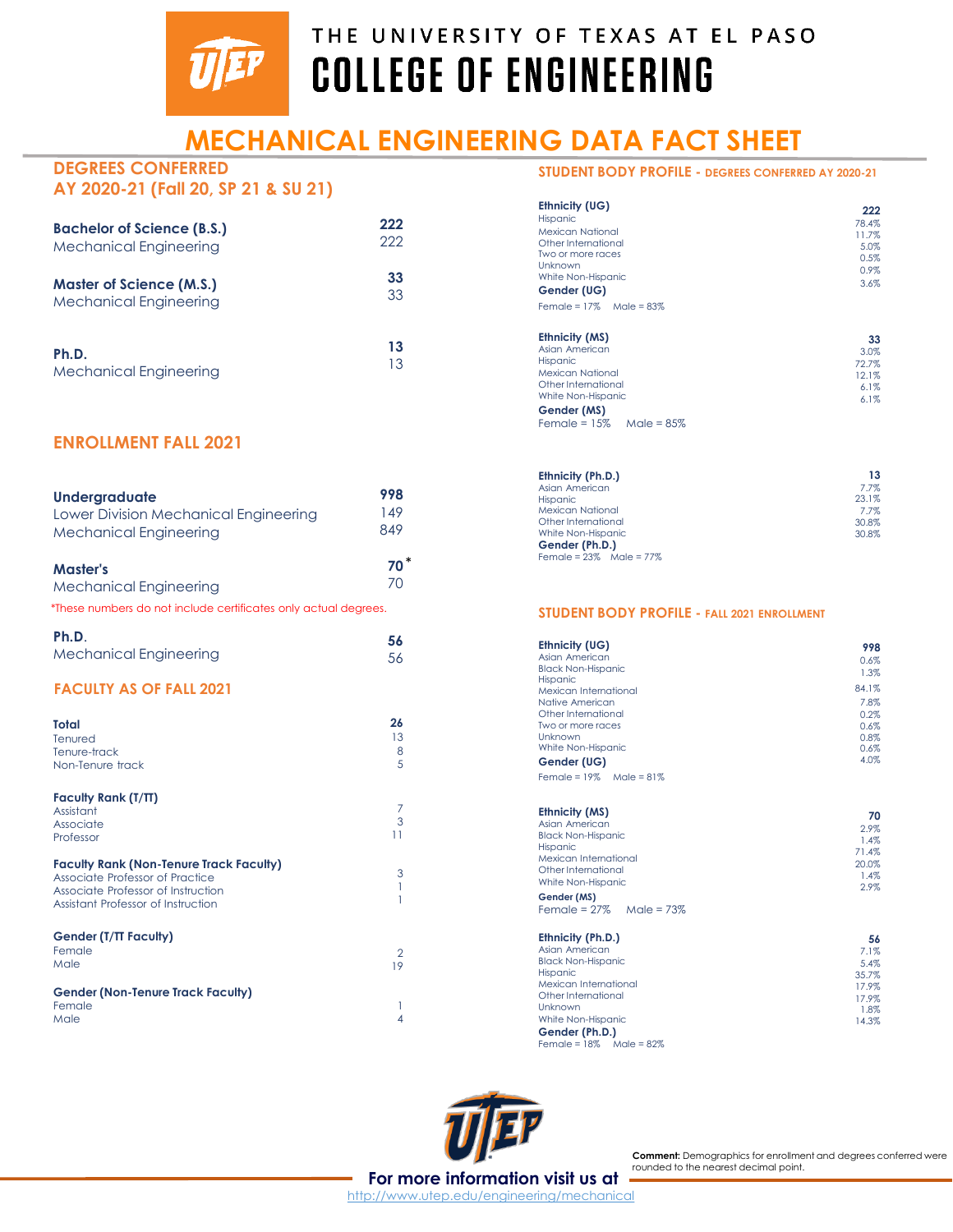# THE UNIVERSITY OF TEXAS AT EL PASO
# COLLEGE OF ENGINEERING

## MECHANICAL ENGINEERING DATA FACT SHEET

### DEGREES CONFERRED AY 2020-21 (Fall 20, SP 21 & SU 21)

| Degree | Count |
|---|---|
| **Bachelor of Science (B.S.)** | **222** |
| Mechanical Engineering | 222 |
| **Master of Science (M.S.)** | **33** |
| Mechanical Engineering | 33 |
| **Ph.D.** | **13** |
| Mechanical Engineering | 13 |

### ENROLLMENT FALL 2021

| Program | Count |
|---|---|
| **Undergraduate** | **998** |
| Lower Division Mechanical Engineering | 149 |
| Mechanical Engineering | 849 |
| **Master's** | **70*** |
| Mechanical Engineering | 70 |

*These numbers do not include certificates only actual degrees.

| Program | Count |
|---|---|
| **Ph.D.** | **56** |
| Mechanical Engineering | 56 |

### FACULTY AS OF FALL 2021

| Category | Count |
|---|---|
| **Total** | **26** |
| Tenured | 13 |
| Tenure-track | 8 |
| Non-Tenure track | 5 |

| **Faculty Rank (T/TT)** | |
|---|---|
| Assistant | 7 |
| Associate | 3 |
| Professor | 11 |

| **Faculty Rank (Non-Tenure Track Faculty)** | |
|---|---|
| Associate Professor of Practice | 3 |
| Associate Professor of Instruction | 1 |
| Assistant Professor of Instruction | 1 |

| **Gender (T/TT Faculty)** | |
|---|---|
| Female | 2 |
| Male | 19 |

| **Gender (Non-Tenure Track Faculty)** | |
|---|---|
| Female | 1 |
| Male | 4 |

### STUDENT BODY PROFILE - DEGREES CONFERRED AY 2020-21

| **Ethnicity (UG)** | **222** |
|---|---|
| Hispanic | 78.4% |
| Mexican National | 11.7% |
| Other International | 5.0% |
| Two or more races | 0.5% |
| Unknown | 0.9% |
| White Non-Hispanic | 3.6% |

**Gender (UG)**
Female = 17% Male = 83%

| **Ethnicity (MS)** | **33** |
|---|---|
| Asian American | 3.0% |
| Hispanic | 72.7% |
| Mexican National | 12.1% |
| Other International | 6.1% |
| White Non-Hispanic | 6.1% |

**Gender (MS)**
Female = 15% Male = 85%

| **Ethnicity (Ph.D.)** | **13** |
|---|---|
| Asian American | 7.7% |
| Hispanic | 23.1% |
| Mexican National | 7.7% |
| Other International | 30.8% |
| White Non-Hispanic | 30.8% |

**Gender (Ph.D.)**
Female = 23% Male = 77%

### STUDENT BODY PROFILE - FALL 2021 ENROLLMENT

| **Ethnicity (UG)** | **998** |
|---|---|
| Asian American | 0.6% |
| Black Non-Hispanic | 1.3% |
| Hispanic | 84.1% |
| Mexican International | 7.8% |
| Native American | 0.2% |
| Other International | 0.6% |
| Two or more races | 0.8% |
| Unknown | 0.6% |
| White Non-Hispanic | 4.0% |

**Gender (UG)**
Female = 19% Male = 81%

| **Ethnicity (MS)** | **70** |
|---|---|
| Asian American | 2.9% |
| Black Non-Hispanic | 1.4% |
| Hispanic | 71.4% |
| Mexican International | 20.0% |
| Other International | 1.4% |
| White Non-Hispanic | 2.9% |

**Gender (MS)**
Female = 27% Male = 73%

| **Ethnicity (Ph.D.)** | **56** |
|---|---|
| Asian American | 7.1% |
| Black Non-Hispanic | 5.4% |
| Hispanic | 35.7% |
| Mexican International | 17.9% |
| Other International | 17.9% |
| Unknown | 1.8% |
| White Non-Hispanic | 14.3% |

**Gender (Ph.D.)**
Female = 18% Male = 82%

**Comment:** Demographics for enrollment and degrees conferred were rounded to the nearest decimal point.

**For more information visit us at**
http://www.utep.edu/engineering/mechanical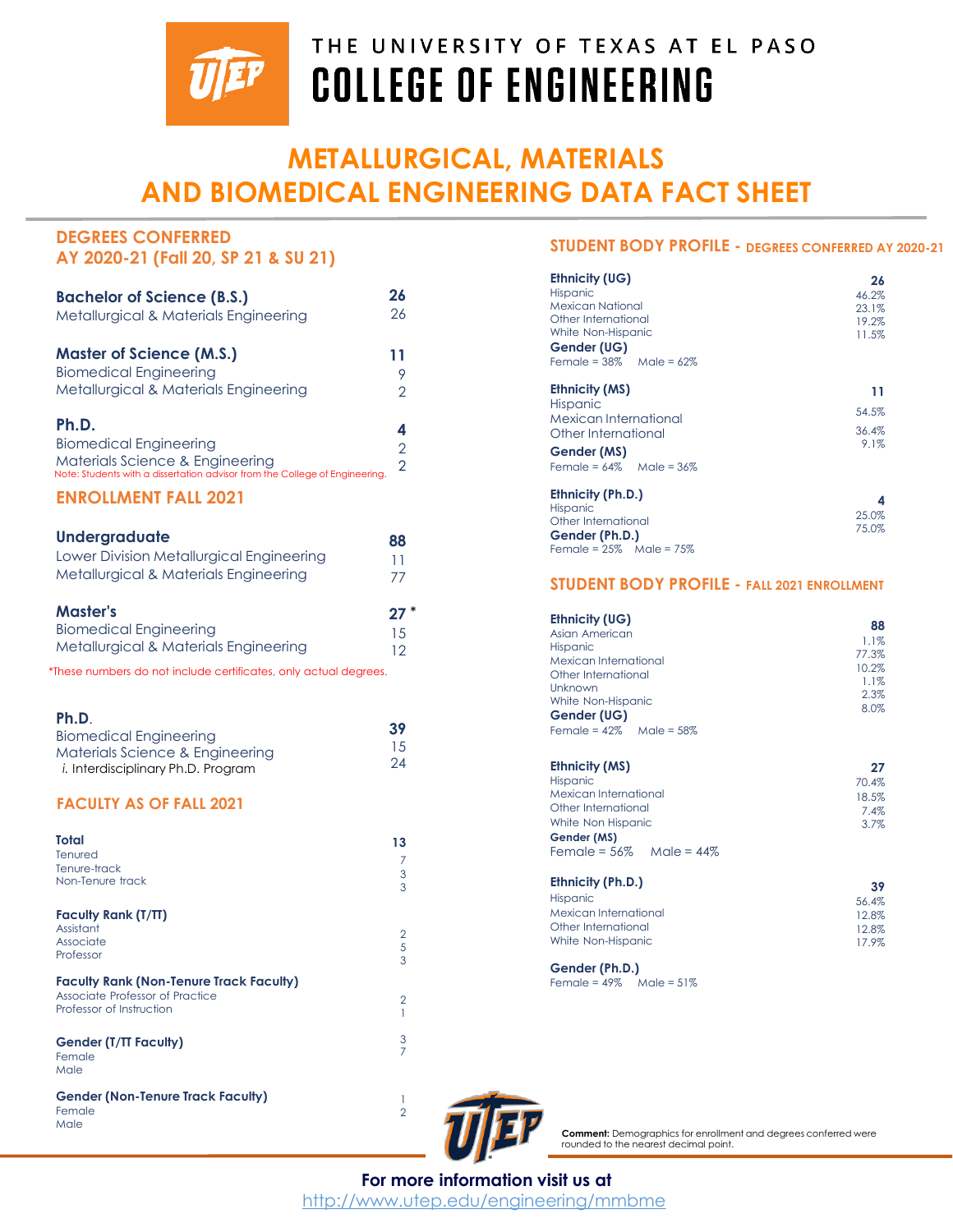# THE UNIVERSITY OF TEXAS AT EL PASO
# COLLEGE OF ENGINEERING

## METALLURGICAL, MATERIALS AND BIOMEDICAL ENGINEERING DATA FACT SHEET

### DEGREES CONFERRED AY 2020-21 (Fall 20, SP 21 & SU 21)

| | |
|---|---|
| **Bachelor of Science (B.S.)** | **26** |
| Metallurgical & Materials Engineering | 26 |
| **Master of Science (M.S.)** | **11** |
| Biomedical Engineering | 9 |
| Metallurgical & Materials Engineering | 2 |
| **Ph.D.** | **4** |
| Biomedical Engineering | 2 |
| Materials Science & Engineering | 2 |

Note: Students with a dissertation advisor from the College of Engineering.

### ENROLLMENT FALL 2021

| | |
|---|---|
| **Undergraduate** | **88** |
| Lower Division Metallurgical Engineering | 11 |
| Metallurgical & Materials Engineering | 77 |
| **Master's** | **27 *** |
| Biomedical Engineering | 15 |
| Metallurgical & Materials Engineering | 12 |

*These numbers do not include certificates, only actual degrees.

| | |
|---|---|
| **Ph.D.** | **39** |
| Biomedical Engineering | 15 |
| Materials Science & Engineering | 24 |

*i.* Interdisciplinary Ph.D. Program

### FACULTY AS OF FALL 2021

| | |
|---|---|
| **Total** | **13** |
| Tenured | 7 |
| Tenure-track | 3 |
| Non-Tenure track | 3 |
| **Faculty Rank (T/TT)** | |
| Assistant | 2 |
| Associate | 5 |
| Professor | 3 |
| **Faculty Rank (Non-Tenure Track Faculty)** | |
| Associate Professor of Practice | 2 |
| Professor of Instruction | 1 |
| **Gender (T/TT Faculty)** | |
| Female | 3 |
| Male | 7 |
| **Gender (Non-Tenure Track Faculty)** | |
| Female | 1 |
| Male | 2 |

### STUDENT BODY PROFILE - DEGREES CONFERRED AY 2020-21

| | |
|---|---|
| **Ethnicity (UG)** | **26** |
| Hispanic | 46.2% |
| Mexican National | 23.1% |
| Other International | 19.2% |
| White Non-Hispanic | 11.5% |

**Gender (UG)**
Female = 38% Male = 62%

| | |
|---|---|
| **Ethnicity (MS)** | **11** |
| Hispanic | 54.5% |
| Mexican International | 36.4% |
| Other International | 9.1% |

**Gender (MS)**
Female = 64% Male = 36%

| | |
|---|---|
| **Ethnicity (Ph.D.)** | **4** |
| Hispanic | 25.0% |
| Other International | 75.0% |

**Gender (Ph.D.)**
Female = 25% Male = 75%

### STUDENT BODY PROFILE - FALL 2021 ENROLLMENT

| | |
|---|---|
| **Ethnicity (UG)** | **88** |
| Asian American | 1.1% |
| Hispanic | 77.3% |
| Mexican International | 10.2% |
| Other International | 1.1% |
| Unknown | 2.3% |
| White Non-Hispanic | 8.0% |

**Gender (UG)**
Female = 42% Male = 58%

| | |
|---|---|
| **Ethnicity (MS)** | **27** |
| Hispanic | 70.4% |
| Mexican International | 18.5% |
| Other International | 7.4% |
| White Non Hispanic | 3.7% |

**Gender (MS)**
Female = 56% Male = 44%

| | |
|---|---|
| **Ethnicity (Ph.D.)** | **39** |
| Hispanic | 56.4% |
| Mexican International | 12.8% |
| Other International | 12.8% |
| White Non-Hispanic | 17.9% |

**Gender (Ph.D.)**
Female = 49% Male = 51%

**Comment:** Demographics for enrollment and degrees conferred were rounded to the nearest decimal point.

**For more information visit us at**
http://www.utep.edu/engineering/mmbme